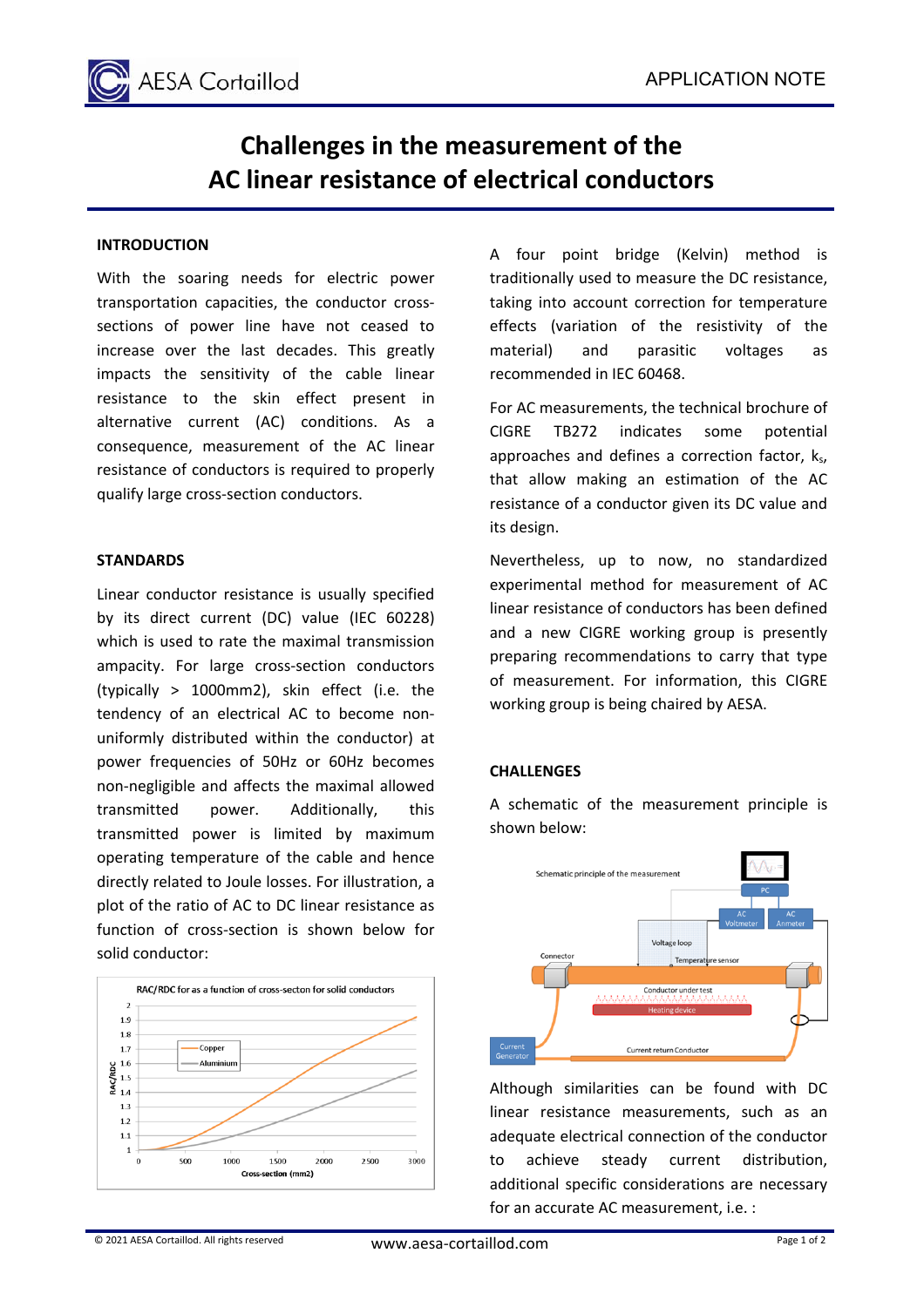# Challenges in the measurement of the AC linear resistance of electrical conductors

## INTRODUCTION

With the soaring needs for electric power transportation capacities, the conductor cross-sections of power line have not ceased to increase over the last decades. This greatly impacts the sensitivity of the cable linear resistance to the skin effect present in alternative current (AC) conditions. As a consequence, measurement of the AC linear resistance of conductors is required to properly qualify large cross-section conductors.

## STANDARDS

Linear conductor resistance is usually specified by its direct current (DC) value (IEC 60228) which is used to rate the maximal transmission ampacity. For large cross-section conductors (typically > 1000mm2), skin effect (i.e. the tendency of an electrical AC to become non-uniformly distributed within the conductor) at power frequencies of 50Hz or 60Hz becomes non-negligible and affects the maximal allowed transmitted power. Additionally, this transmitted power is limited by maximum operating temperature of the cable and hence directly related to Joule losses. For illustration, a plot of the ratio of AC to DC linear resistance as function of cross-section is shown below for solid conductor:

RAC/RDC for as a function of cross-secton for solid conductors

RAC/RDC

2
1.9
1.8
1.7
1.6
1.5
1.4
1.3
1.2
1.1
1

0
500
1000
1500
2000
2500
3000

Cross-section (mm2)

Copper
Aluminium

A four point bridge (Kelvin) method is traditionally used to measure the DC resistance, taking into account correction for temperature effects (variation of the resistivity of the material) and parasitic voltages as recommended in IEC 60468.

For AC measurements, the technical brochure of CIGRE TB272 indicates some potential approaches and defines a correction factor, $k_s$, that allow making an estimation of the AC resistance of a conductor given its DC value and its design.

Nevertheless, up to now, no standardized experimental method for measurement of AC linear resistance of conductors has been defined and a new CIGRE working group is presently preparing recommendations to carry that type of measurement. For information, this CIGRE working group is being chaired by AESA.

## CHALLENGES

A schematic of the measurement principle is shown below:

Schematic principle of the measurement

PC
AC Voltmeter
AC Ammeter
Voltage loop
Temperature sensor
Connector
Conductor under test
Heating device
Current Generator
Current return Conductor

Although similarities can be found with DC linear resistance measurements, such as an adequate electrical connection of the conductor to achieve steady current distribution, additional specific considerations are necessary for an accurate AC measurement, i.e. :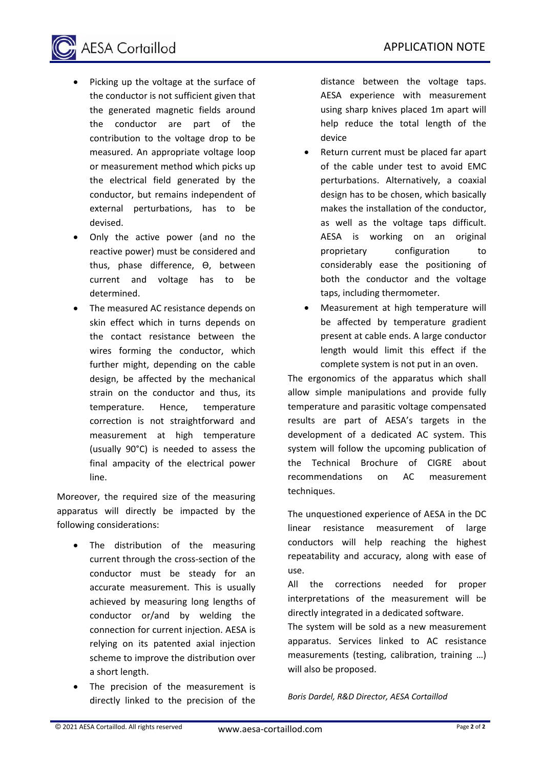- Picking up the voltage at the surface of the conductor is not sufficient given that the generated magnetic fields around the conductor are part of the contribution to the voltage drop to be measured. An appropriate voltage loop or measurement method which picks up the electrical field generated by the conductor, but remains independent of external perturbations, has to be devised.
- Only the active power (and no the reactive power) must be considered and thus, phase difference, ϴ, between current and voltage has to be determined.
- The measured AC resistance depends on skin effect which in turns depends on the contact resistance between the wires forming the conductor, which further might, depending on the cable design, be affected by the mechanical strain on the conductor and thus, its temperature. Hence, temperature correction is not straightforward and measurement at high temperature (usually 90°C) is needed to assess the final ampacity of the electrical power line.

Moreover, the required size of the measuring apparatus will directly be impacted by the following considerations:

- The distribution of the measuring current through the cross-section of the conductor must be steady for an accurate measurement. This is usually achieved by measuring long lengths of conductor or/and by welding the connection for current injection. AESA is relying on its patented axial injection scheme to improve the distribution over a short length.
- The precision of the measurement is directly linked to the precision of the distance between the voltage taps. AESA experience with measurement using sharp knives placed 1m apart will help reduce the total length of the device
- Return current must be placed far apart of the cable under test to avoid EMC perturbations. Alternatively, a coaxial design has to be chosen, which basically makes the installation of the conductor, as well as the voltage taps difficult. AESA is working on an original proprietary configuration to considerably ease the positioning of both the conductor and the voltage taps, including thermometer.
- Measurement at high temperature will be affected by temperature gradient present at cable ends. A large conductor length would limit this effect if the complete system is not put in an oven.

The ergonomics of the apparatus which shall allow simple manipulations and provide fully temperature and parasitic voltage compensated results are part of AESA's targets in the development of a dedicated AC system. This system will follow the upcoming publication of the Technical Brochure of CIGRE about recommendations on AC measurement techniques.

The unquestioned experience of AESA in the DC linear resistance measurement of large conductors will help reaching the highest repeatability and accuracy, along with ease of use.

All the corrections needed for proper interpretations of the measurement will be directly integrated in a dedicated software.

The system will be sold as a new measurement apparatus. Services linked to AC resistance measurements (testing, calibration, training …) will also be proposed.

*Boris Dardel, R&D Director, AESA Cortaillod*